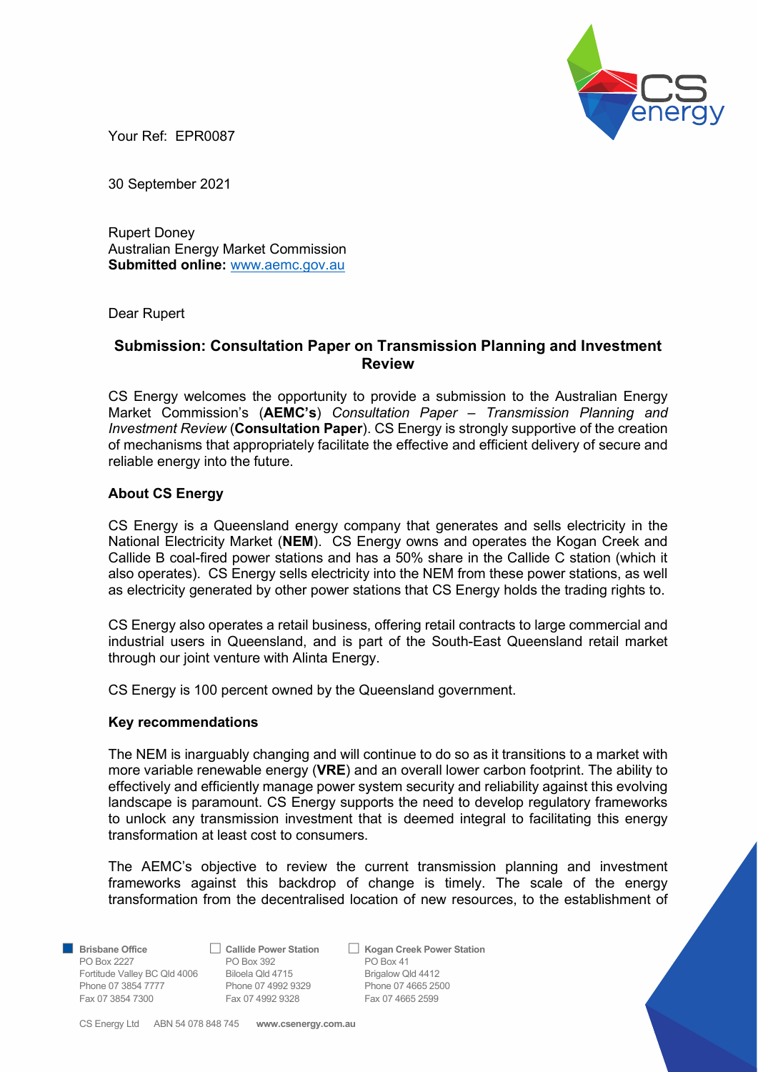Your Ref: EPR0087

30 September 2021

Rupert Doney
Australian Energy Market Commission
**Submitted online:** www.aemc.gov.au

Dear Rupert

## Submission: Consultation Paper on Transmission Planning and Investment Review

CS Energy welcomes the opportunity to provide a submission to the Australian Energy Market Commission's (**AEMC's**) *Consultation Paper – Transmission Planning and Investment Review* (**Consultation Paper**). CS Energy is strongly supportive of the creation of mechanisms that appropriately facilitate the effective and efficient delivery of secure and reliable energy into the future.

### About CS Energy

CS Energy is a Queensland energy company that generates and sells electricity in the National Electricity Market (**NEM**). CS Energy owns and operates the Kogan Creek and Callide B coal-fired power stations and has a 50% share in the Callide C station (which it also operates). CS Energy sells electricity into the NEM from these power stations, as well as electricity generated by other power stations that CS Energy holds the trading rights to.

CS Energy also operates a retail business, offering retail contracts to large commercial and industrial users in Queensland, and is part of the South-East Queensland retail market through our joint venture with Alinta Energy.

CS Energy is 100 percent owned by the Queensland government.

### Key recommendations

The NEM is inarguably changing and will continue to do so as it transitions to a market with more variable renewable energy (**VRE**) and an overall lower carbon footprint. The ability to effectively and efficiently manage power system security and reliability against this evolving landscape is paramount. CS Energy supports the need to develop regulatory frameworks to unlock any transmission investment that is deemed integral to facilitating this energy transformation at least cost to consumers.

The AEMC's objective to review the current transmission planning and investment frameworks against this backdrop of change is timely. The scale of the energy transformation from the decentralised location of new resources, to the establishment of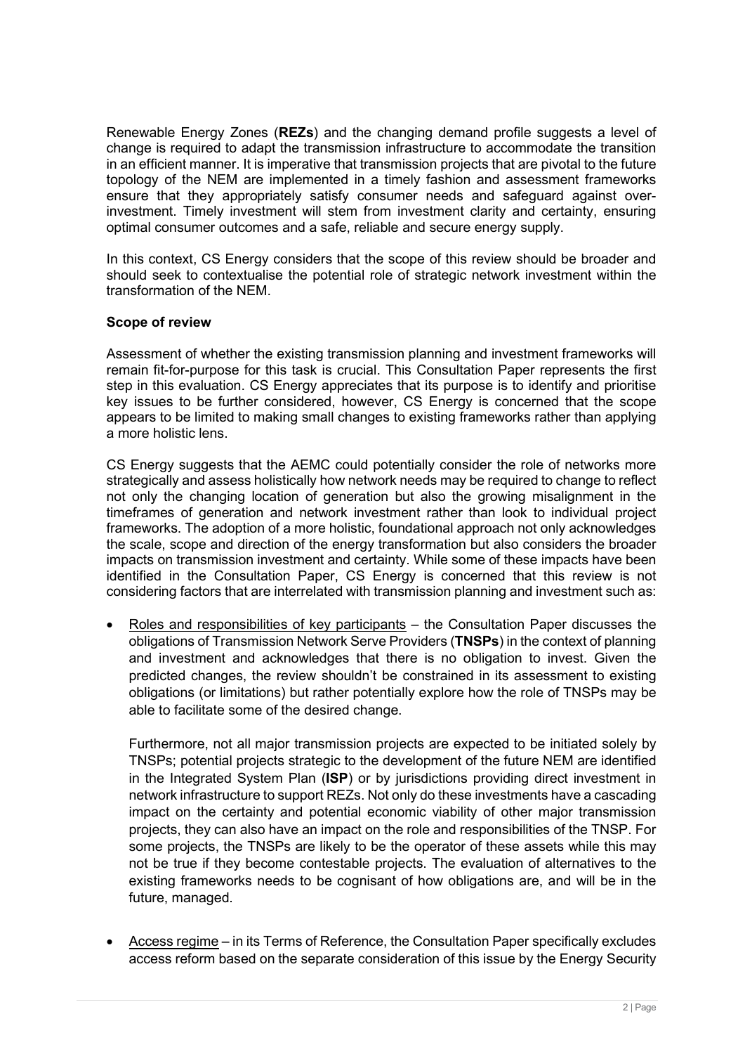Renewable Energy Zones (**REZs**) and the changing demand profile suggests a level of change is required to adapt the transmission infrastructure to accommodate the transition in an efficient manner. It is imperative that transmission projects that are pivotal to the future topology of the NEM are implemented in a timely fashion and assessment frameworks ensure that they appropriately satisfy consumer needs and safeguard against over-investment. Timely investment will stem from investment clarity and certainty, ensuring optimal consumer outcomes and a safe, reliable and secure energy supply.

In this context, CS Energy considers that the scope of this review should be broader and should seek to contextualise the potential role of strategic network investment within the transformation of the NEM.

**Scope of review**

Assessment of whether the existing transmission planning and investment frameworks will remain fit-for-purpose for this task is crucial. This Consultation Paper represents the first step in this evaluation. CS Energy appreciates that its purpose is to identify and prioritise key issues to be further considered, however, CS Energy is concerned that the scope appears to be limited to making small changes to existing frameworks rather than applying a more holistic lens.

CS Energy suggests that the AEMC could potentially consider the role of networks more strategically and assess holistically how network needs may be required to change to reflect not only the changing location of generation but also the growing misalignment in the timeframes of generation and network investment rather than look to individual project frameworks. The adoption of a more holistic, foundational approach not only acknowledges the scale, scope and direction of the energy transformation but also considers the broader impacts on transmission investment and certainty. While some of these impacts have been identified in the Consultation Paper, CS Energy is concerned that this review is not considering factors that are interrelated with transmission planning and investment such as:

- Roles and responsibilities of key participants – the Consultation Paper discusses the obligations of Transmission Network Serve Providers (**TNSPs**) in the context of planning and investment and acknowledges that there is no obligation to invest. Given the predicted changes, the review shouldn't be constrained in its assessment to existing obligations (or limitations) but rather potentially explore how the role of TNSPs may be able to facilitate some of the desired change.

  Furthermore, not all major transmission projects are expected to be initiated solely by TNSPs; potential projects strategic to the development of the future NEM are identified in the Integrated System Plan (**ISP**) or by jurisdictions providing direct investment in network infrastructure to support REZs. Not only do these investments have a cascading impact on the certainty and potential economic viability of other major transmission projects, they can also have an impact on the role and responsibilities of the TNSP. For some projects, the TNSPs are likely to be the operator of these assets while this may not be true if they become contestable projects. The evaluation of alternatives to the existing frameworks needs to be cognisant of how obligations are, and will be in the future, managed.

- Access regime – in its Terms of Reference, the Consultation Paper specifically excludes access reform based on the separate consideration of this issue by the Energy Security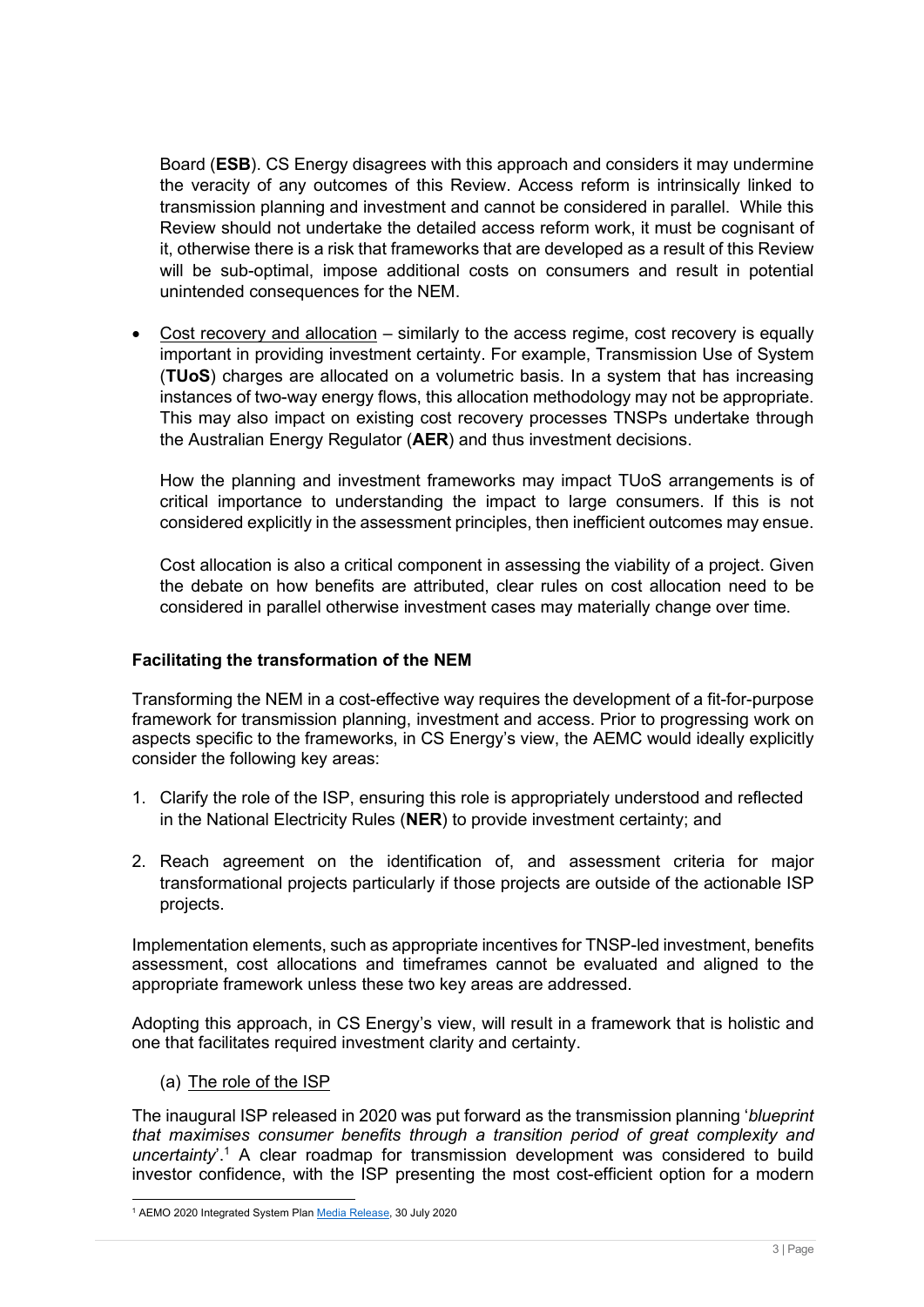Board (**ESB**). CS Energy disagrees with this approach and considers it may undermine the veracity of any outcomes of this Review. Access reform is intrinsically linked to transmission planning and investment and cannot be considered in parallel. While this Review should not undertake the detailed access reform work, it must be cognisant of it, otherwise there is a risk that frameworks that are developed as a result of this Review will be sub-optimal, impose additional costs on consumers and result in potential unintended consequences for the NEM.

- Cost recovery and allocation – similarly to the access regime, cost recovery is equally important in providing investment certainty. For example, Transmission Use of System (**TUoS**) charges are allocated on a volumetric basis. In a system that has increasing instances of two-way energy flows, this allocation methodology may not be appropriate. This may also impact on existing cost recovery processes TNSPs undertake through the Australian Energy Regulator (**AER**) and thus investment decisions.

  How the planning and investment frameworks may impact TUoS arrangements is of critical importance to understanding the impact to large consumers. If this is not considered explicitly in the assessment principles, then inefficient outcomes may ensue.

  Cost allocation is also a critical component in assessing the viability of a project. Given the debate on how benefits are attributed, clear rules on cost allocation need to be considered in parallel otherwise investment cases may materially change over time.

**Facilitating the transformation of the NEM**

Transforming the NEM in a cost-effective way requires the development of a fit-for-purpose framework for transmission planning, investment and access. Prior to progressing work on aspects specific to the frameworks, in CS Energy's view, the AEMC would ideally explicitly consider the following key areas:

1. Clarify the role of the ISP, ensuring this role is appropriately understood and reflected in the National Electricity Rules (**NER**) to provide investment certainty; and

2. Reach agreement on the identification of, and assessment criteria for major transformational projects particularly if those projects are outside of the actionable ISP projects.

Implementation elements, such as appropriate incentives for TNSP-led investment, benefits assessment, cost allocations and timeframes cannot be evaluated and aligned to the appropriate framework unless these two key areas are addressed.

Adopting this approach, in CS Energy's view, will result in a framework that is holistic and one that facilitates required investment clarity and certainty.

(a) The role of the ISP

The inaugural ISP released in 2020 was put forward as the transmission planning '*blueprint that maximises consumer benefits through a transition period of great complexity and uncertainty*'.[1] A clear roadmap for transmission development was considered to build investor confidence, with the ISP presenting the most cost-efficient option for a modern

[1] AEMO 2020 Integrated System Plan Media Release, 30 July 2020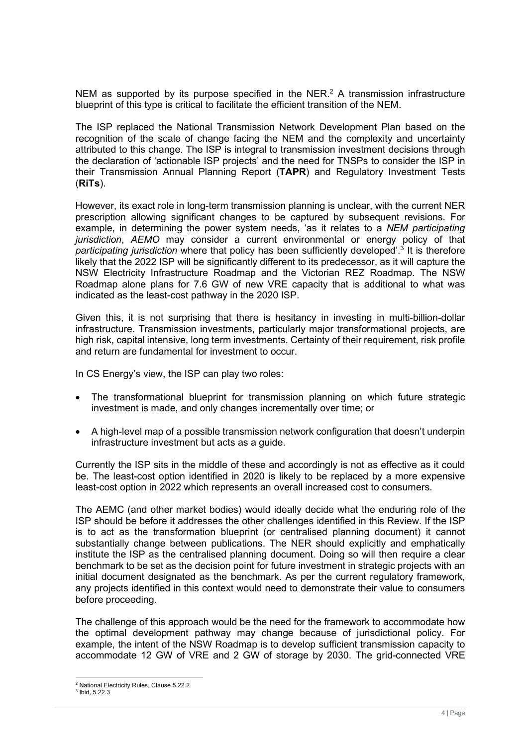NEM as supported by its purpose specified in the NER.[2] A transmission infrastructure blueprint of this type is critical to facilitate the efficient transition of the NEM.

The ISP replaced the National Transmission Network Development Plan based on the recognition of the scale of change facing the NEM and the complexity and uncertainty attributed to this change. The ISP is integral to transmission investment decisions through the declaration of 'actionable ISP projects' and the need for TNSPs to consider the ISP in their Transmission Annual Planning Report (**TAPR**) and Regulatory Investment Tests (**RiTs**).

However, its exact role in long-term transmission planning is unclear, with the current NER prescription allowing significant changes to be captured by subsequent revisions. For example, in determining the power system needs, 'as it relates to a *NEM participating jurisdiction*, *AEMO* may consider a current environmental or energy policy of that *participating jurisdiction* where that policy has been sufficiently developed'.[3] It is therefore likely that the 2022 ISP will be significantly different to its predecessor, as it will capture the NSW Electricity Infrastructure Roadmap and the Victorian REZ Roadmap. The NSW Roadmap alone plans for 7.6 GW of new VRE capacity that is additional to what was indicated as the least-cost pathway in the 2020 ISP.

Given this, it is not surprising that there is hesitancy in investing in multi-billion-dollar infrastructure. Transmission investments, particularly major transformational projects, are high risk, capital intensive, long term investments. Certainty of their requirement, risk profile and return are fundamental for investment to occur.

In CS Energy's view, the ISP can play two roles:

- The transformational blueprint for transmission planning on which future strategic investment is made, and only changes incrementally over time; or
- A high-level map of a possible transmission network configuration that doesn't underpin infrastructure investment but acts as a guide.

Currently the ISP sits in the middle of these and accordingly is not as effective as it could be. The least-cost option identified in 2020 is likely to be replaced by a more expensive least-cost option in 2022 which represents an overall increased cost to consumers.

The AEMC (and other market bodies) would ideally decide what the enduring role of the ISP should be before it addresses the other challenges identified in this Review. If the ISP is to act as the transformation blueprint (or centralised planning document) it cannot substantially change between publications. The NER should explicitly and emphatically institute the ISP as the centralised planning document. Doing so will then require a clear benchmark to be set as the decision point for future investment in strategic projects with an initial document designated as the benchmark. As per the current regulatory framework, any projects identified in this context would need to demonstrate their value to consumers before proceeding.

The challenge of this approach would be the need for the framework to accommodate how the optimal development pathway may change because of jurisdictional policy. For example, the intent of the NSW Roadmap is to develop sufficient transmission capacity to accommodate 12 GW of VRE and 2 GW of storage by 2030. The grid-connected VRE

---

[2] National Electricity Rules, Clause 5.22.2

[3] Ibid, 5.22.3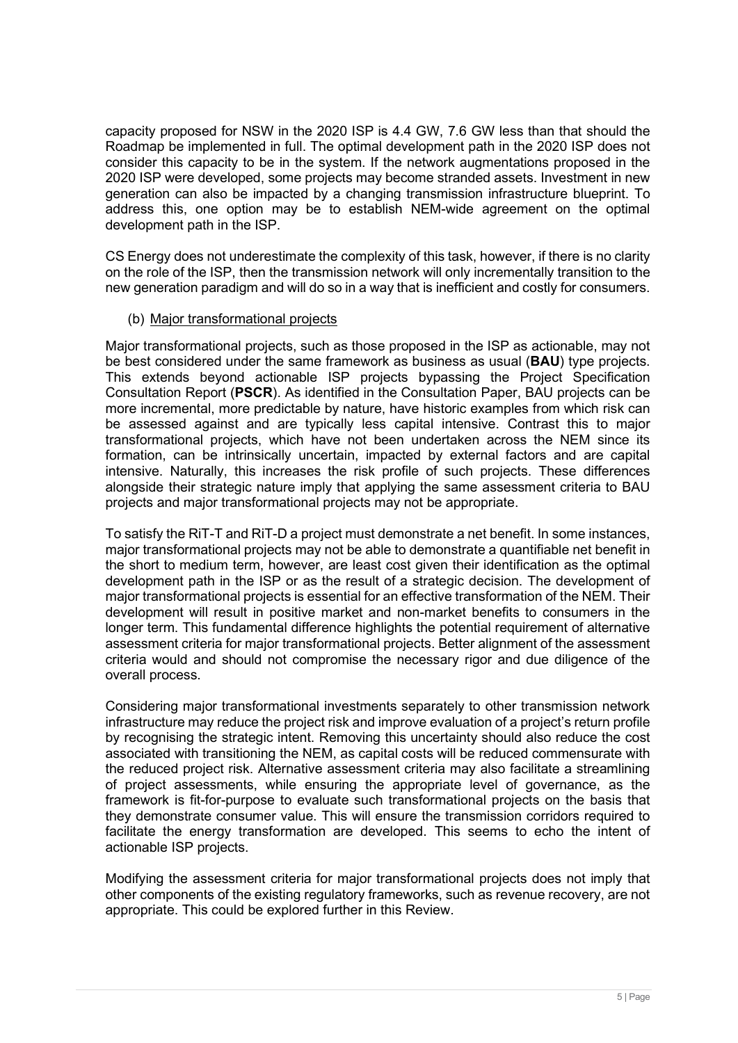capacity proposed for NSW in the 2020 ISP is 4.4 GW, 7.6 GW less than that should the Roadmap be implemented in full. The optimal development path in the 2020 ISP does not consider this capacity to be in the system. If the network augmentations proposed in the 2020 ISP were developed, some projects may become stranded assets. Investment in new generation can also be impacted by a changing transmission infrastructure blueprint. To address this, one option may be to establish NEM-wide agreement on the optimal development path in the ISP.

CS Energy does not underestimate the complexity of this task, however, if there is no clarity on the role of the ISP, then the transmission network will only incrementally transition to the new generation paradigm and will do so in a way that is inefficient and costly for consumers.

(b) Major transformational projects

Major transformational projects, such as those proposed in the ISP as actionable, may not be best considered under the same framework as business as usual (**BAU**) type projects. This extends beyond actionable ISP projects bypassing the Project Specification Consultation Report (**PSCR**). As identified in the Consultation Paper, BAU projects can be more incremental, more predictable by nature, have historic examples from which risk can be assessed against and are typically less capital intensive. Contrast this to major transformational projects, which have not been undertaken across the NEM since its formation, can be intrinsically uncertain, impacted by external factors and are capital intensive. Naturally, this increases the risk profile of such projects. These differences alongside their strategic nature imply that applying the same assessment criteria to BAU projects and major transformational projects may not be appropriate.

To satisfy the RiT-T and RiT-D a project must demonstrate a net benefit. In some instances, major transformational projects may not be able to demonstrate a quantifiable net benefit in the short to medium term, however, are least cost given their identification as the optimal development path in the ISP or as the result of a strategic decision. The development of major transformational projects is essential for an effective transformation of the NEM. Their development will result in positive market and non-market benefits to consumers in the longer term. This fundamental difference highlights the potential requirement of alternative assessment criteria for major transformational projects. Better alignment of the assessment criteria would and should not compromise the necessary rigor and due diligence of the overall process.

Considering major transformational investments separately to other transmission network infrastructure may reduce the project risk and improve evaluation of a project's return profile by recognising the strategic intent. Removing this uncertainty should also reduce the cost associated with transitioning the NEM, as capital costs will be reduced commensurate with the reduced project risk. Alternative assessment criteria may also facilitate a streamlining of project assessments, while ensuring the appropriate level of governance, as the framework is fit-for-purpose to evaluate such transformational projects on the basis that they demonstrate consumer value. This will ensure the transmission corridors required to facilitate the energy transformation are developed. This seems to echo the intent of actionable ISP projects.

Modifying the assessment criteria for major transformational projects does not imply that other components of the existing regulatory frameworks, such as revenue recovery, are not appropriate. This could be explored further in this Review.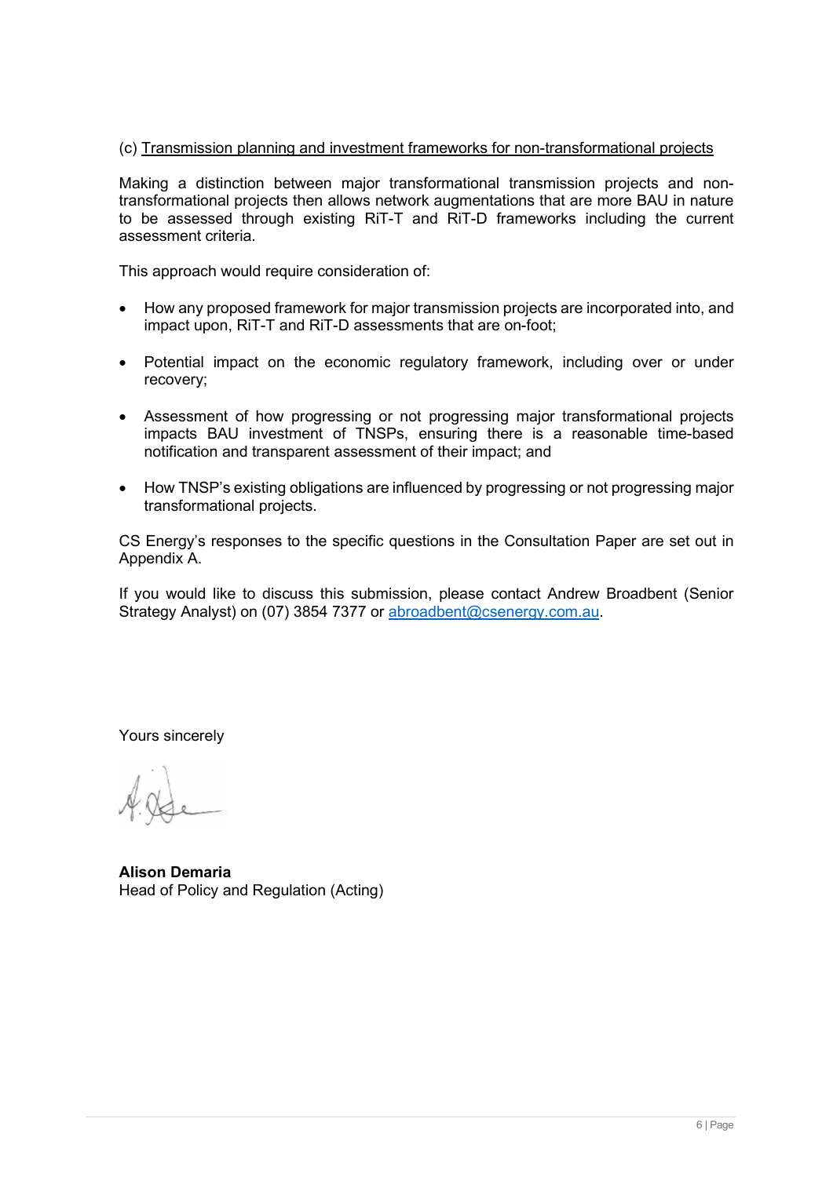(c) Transmission planning and investment frameworks for non-transformational projects

Making a distinction between major transformational transmission projects and non-transformational projects then allows network augmentations that are more BAU in nature to be assessed through existing RiT-T and RiT-D frameworks including the current assessment criteria.

This approach would require consideration of:

- How any proposed framework for major transmission projects are incorporated into, and impact upon, RiT-T and RiT-D assessments that are on-foot;
- Potential impact on the economic regulatory framework, including over or under recovery;
- Assessment of how progressing or not progressing major transformational projects impacts BAU investment of TNSPs, ensuring there is a reasonable time-based notification and transparent assessment of their impact; and
- How TNSP's existing obligations are influenced by progressing or not progressing major transformational projects.

CS Energy's responses to the specific questions in the Consultation Paper are set out in Appendix A.

If you would like to discuss this submission, please contact Andrew Broadbent (Senior Strategy Analyst) on (07) 3854 7377 or abroadbent@csenergy.com.au.

Yours sincerely

**Alison Demaria**
Head of Policy and Regulation (Acting)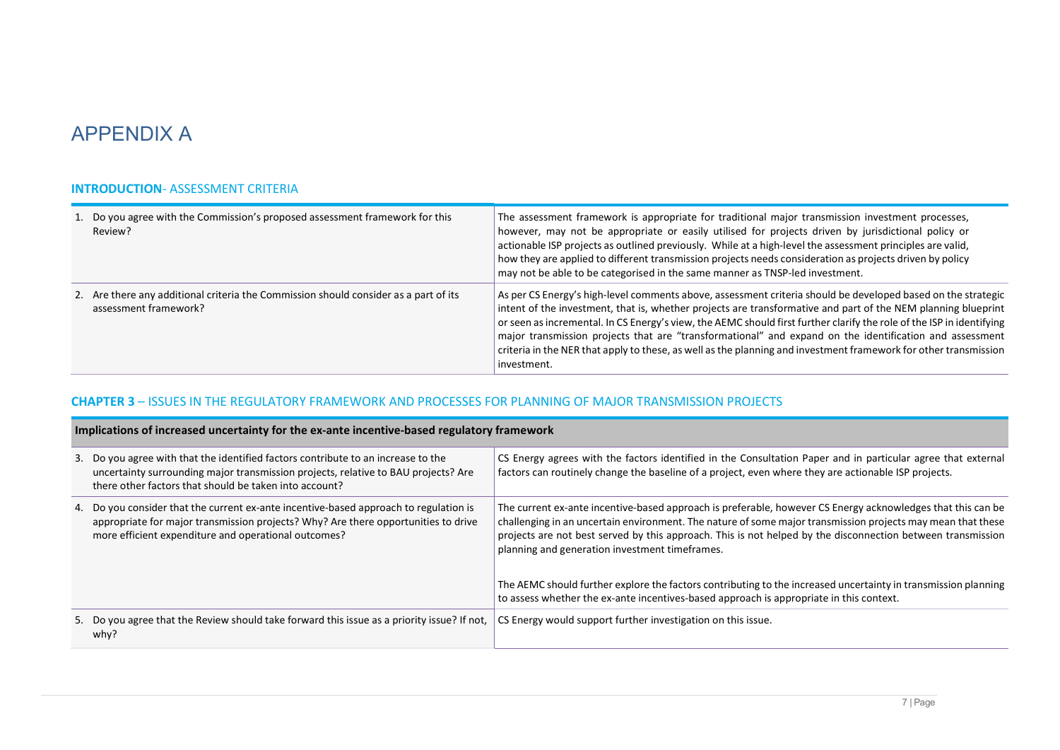# APPENDIX A

### **INTRODUCTION**- ASSESSMENT CRITERIA

| Question | Response |
|---|---|
| 1. Do you agree with the Commission's proposed assessment framework for this Review? | The assessment framework is appropriate for traditional major transmission investment processes, however, may not be appropriate or easily utilised for projects driven by jurisdictional policy or actionable ISP projects as outlined previously. While at a high-level the assessment principles are valid, how they are applied to different transmission projects needs consideration as projects driven by policy may not be able to be categorised in the same manner as TNSP-led investment. |
| 2. Are there any additional criteria the Commission should consider as a part of its assessment framework? | As per CS Energy's high-level comments above, assessment criteria should be developed based on the strategic intent of the investment, that is, whether projects are transformative and part of the NEM planning blueprint or seen as incremental. In CS Energy's view, the AEMC should first further clarify the role of the ISP in identifying major transmission projects that are "transformational" and expand on the identification and assessment criteria in the NER that apply to these, as well as the planning and investment framework for other transmission investment. |

### **CHAPTER 3** – ISSUES IN THE REGULATORY FRAMEWORK AND PROCESSES FOR PLANNING OF MAJOR TRANSMISSION PROJECTS

| **Implications of increased uncertainty for the ex-ante incentive-based regulatory framework** | |
|---|---|
| 3. Do you agree with that the identified factors contribute to an increase to the uncertainty surrounding major transmission projects, relative to BAU projects? Are there other factors that should be taken into account? | CS Energy agrees with the factors identified in the Consultation Paper and in particular agree that external factors can routinely change the baseline of a project, even where they are actionable ISP projects. |
| 4. Do you consider that the current ex-ante incentive-based approach to regulation is appropriate for major transmission projects? Why? Are there opportunities to drive more efficient expenditure and operational outcomes? | The current ex-ante incentive-based approach is preferable, however CS Energy acknowledges that this can be challenging in an uncertain environment. The nature of some major transmission projects may mean that these projects are not best served by this approach. This is not helped by the disconnection between transmission planning and generation investment timeframes.<br><br>The AEMC should further explore the factors contributing to the increased uncertainty in transmission planning to assess whether the ex-ante incentives-based approach is appropriate in this context. |
| 5. Do you agree that the Review should take forward this issue as a priority issue? If not, why? | CS Energy would support further investigation on this issue. |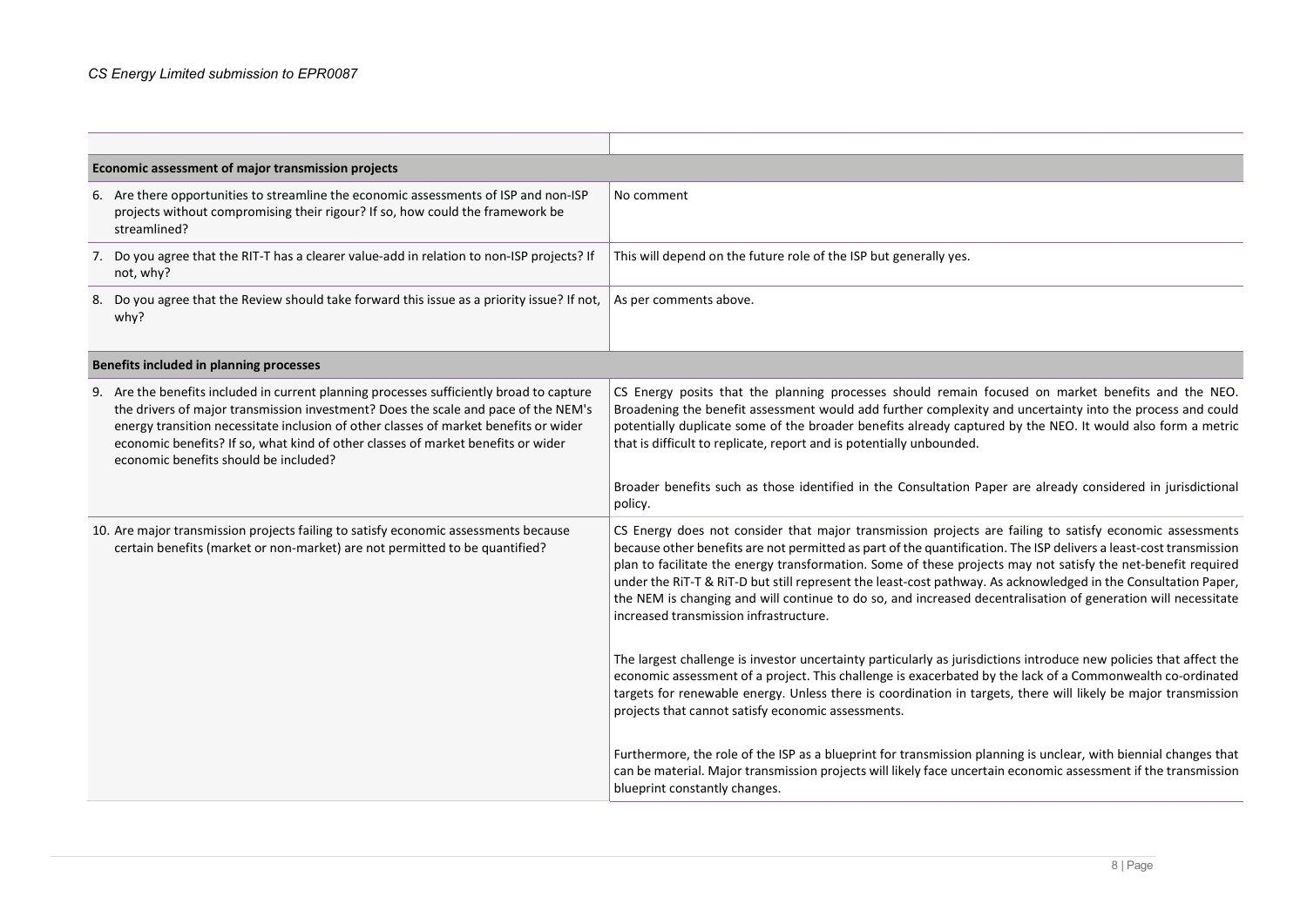| | |
|---|---|
| **Economic assessment of major transmission projects** | |
| 6. Are there opportunities to streamline the economic assessments of ISP and non-ISP projects without compromising their rigour? If so, how could the framework be streamlined? | No comment |
| 7. Do you agree that the RIT-T has a clearer value-add in relation to non-ISP projects? If not, why? | This will depend on the future role of the ISP but generally yes. |
| 8. Do you agree that the Review should take forward this issue as a priority issue? If not, why? | As per comments above. |
| **Benefits included in planning processes** | |
| 9. Are the benefits included in current planning processes sufficiently broad to capture the drivers of major transmission investment? Does the scale and pace of the NEM's energy transition necessitate inclusion of other classes of market benefits or wider economic benefits? If so, what kind of other classes of market benefits or wider economic benefits should be included? | CS Energy posits that the planning processes should remain focused on market benefits and the NEO. Broadening the benefit assessment would add further complexity and uncertainty into the process and could potentially duplicate some of the broader benefits already captured by the NEO. It would also form a metric that is difficult to replicate, report and is potentially unbounded.<br><br>Broader benefits such as those identified in the Consultation Paper are already considered in jurisdictional policy. |
| 10. Are major transmission projects failing to satisfy economic assessments because certain benefits (market or non-market) are not permitted to be quantified? | CS Energy does not consider that major transmission projects are failing to satisfy economic assessments because other benefits are not permitted as part of the quantification. The ISP delivers a least-cost transmission plan to facilitate the energy transformation. Some of these projects may not satisfy the net-benefit required under the RiT-T & RiT-D but still represent the least-cost pathway. As acknowledged in the Consultation Paper, the NEM is changing and will continue to do so, and increased decentralisation of generation will necessitate increased transmission infrastructure.<br><br>The largest challenge is investor uncertainty particularly as jurisdictions introduce new policies that affect the economic assessment of a project. This challenge is exacerbated by the lack of a Commonwealth co-ordinated targets for renewable energy. Unless there is coordination in targets, there will likely be major transmission projects that cannot satisfy economic assessments.<br><br>Furthermore, the role of the ISP as a blueprint for transmission planning is unclear, with biennial changes that can be material. Major transmission projects will likely face uncertain economic assessment if the transmission blueprint constantly changes. |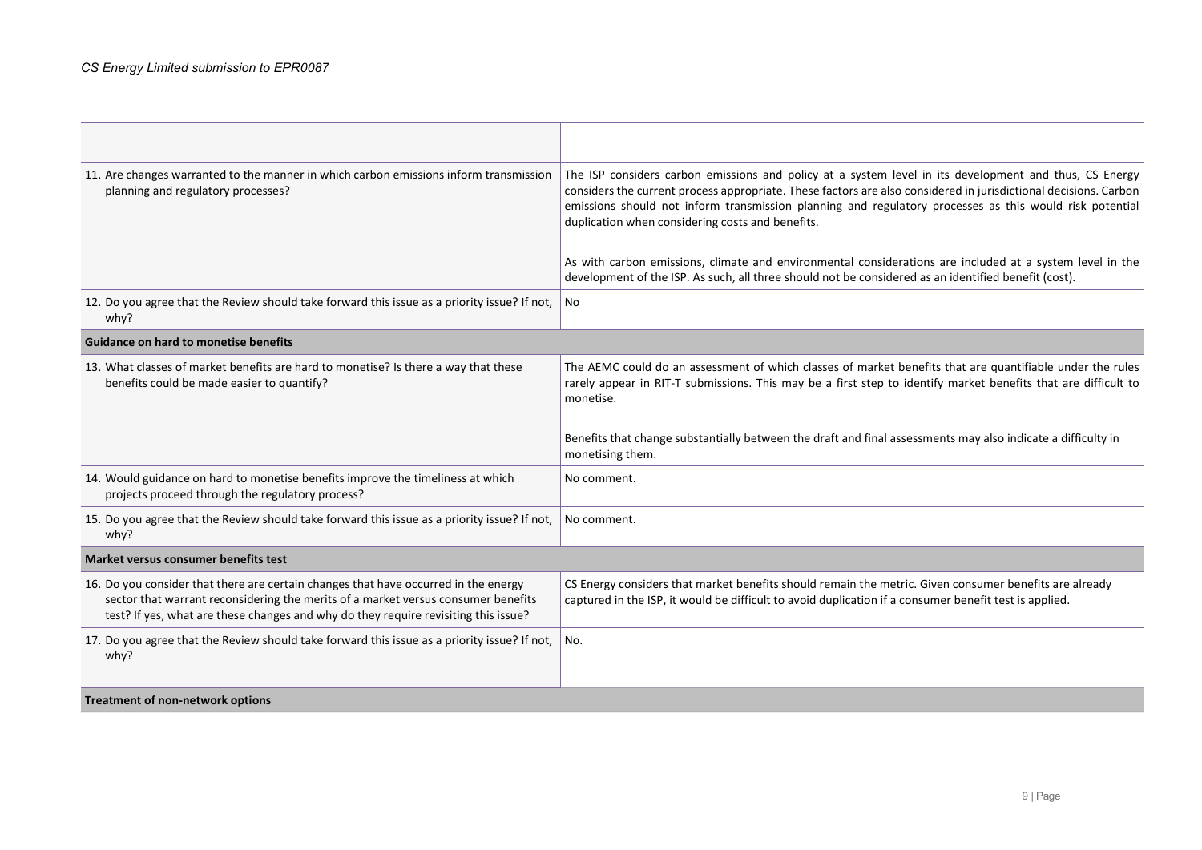| | |
|---|---|
| 11. Are changes warranted to the manner in which carbon emissions inform transmission planning and regulatory processes? | The ISP considers carbon emissions and policy at a system level in its development and thus, CS Energy considers the current process appropriate. These factors are also considered in jurisdictional decisions. Carbon emissions should not inform transmission planning and regulatory processes as this would risk potential duplication when considering costs and benefits.<br><br>As with carbon emissions, climate and environmental considerations are included at a system level in the development of the ISP. As such, all three should not be considered as an identified benefit (cost). |
| 12. Do you agree that the Review should take forward this issue as a priority issue? If not, why? | No |
| **Guidance on hard to monetise benefits** | |
| 13. What classes of market benefits are hard to monetise? Is there a way that these benefits could be made easier to quantify? | The AEMC could do an assessment of which classes of market benefits that are quantifiable under the rules rarely appear in RIT-T submissions. This may be a first step to identify market benefits that are difficult to monetise.<br><br>Benefits that change substantially between the draft and final assessments may also indicate a difficulty in monetising them. |
| 14. Would guidance on hard to monetise benefits improve the timeliness at which projects proceed through the regulatory process? | No comment. |
| 15. Do you agree that the Review should take forward this issue as a priority issue? If not, why? | No comment. |
| **Market versus consumer benefits test** | |
| 16. Do you consider that there are certain changes that have occurred in the energy sector that warrant reconsidering the merits of a market versus consumer benefits test? If yes, what are these changes and why do they require revisiting this issue? | CS Energy considers that market benefits should remain the metric. Given consumer benefits are already captured in the ISP, it would be difficult to avoid duplication if a consumer benefit test is applied. |
| 17. Do you agree that the Review should take forward this issue as a priority issue? If not, why? | No. |
| **Treatment of non-network options** | |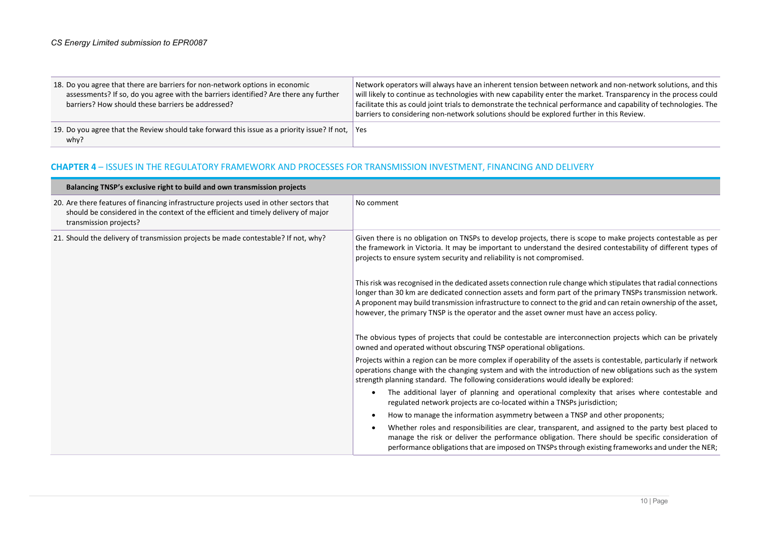| | |
|---|---|
| 18. Do you agree that there are barriers for non-network options in economic assessments? If so, do you agree with the barriers identified? Are there any further barriers? How should these barriers be addressed? | Network operators will always have an inherent tension between network and non-network solutions, and this will likely to continue as technologies with new capability enter the market. Transparency in the process could facilitate this as could joint trials to demonstrate the technical performance and capability of technologies. The barriers to considering non-network solutions should be explored further in this Review. |
| 19. Do you agree that the Review should take forward this issue as a priority issue? If not, why? | Yes |

## CHAPTER 4 – ISSUES IN THE REGULATORY FRAMEWORK AND PROCESSES FOR TRANSMISSION INVESTMENT, FINANCING AND DELIVERY

| **Balancing TNSP's exclusive right to build and own transmission projects** | |
|---|---|
| 20. Are there features of financing infrastructure projects used in other sectors that should be considered in the context of the efficient and timely delivery of major transmission projects? | No comment |
| 21. Should the delivery of transmission projects be made contestable? If not, why? | Given there is no obligation on TNSPs to develop projects, there is scope to make projects contestable as per the framework in Victoria. It may be important to understand the desired contestability of different types of projects to ensure system security and reliability is not compromised.<br><br>This risk was recognised in the dedicated assets connection rule change which stipulates that radial connections longer than 30 km are dedicated connection assets and form part of the primary TNSPs transmission network. A proponent may build transmission infrastructure to connect to the grid and can retain ownership of the asset, however, the primary TNSP is the operator and the asset owner must have an access policy.<br><br>The obvious types of projects that could be contestable are interconnection projects which can be privately owned and operated without obscuring TNSP operational obligations.<br><br>Projects within a region can be more complex if operability of the assets is contestable, particularly if network operations change with the changing system and with the introduction of new obligations such as the system strength planning standard. The following considerations would ideally be explored:<br><br>• The additional layer of planning and operational complexity that arises where contestable and regulated network projects are co-located within a TNSPs jurisdiction;<br>• How to manage the information asymmetry between a TNSP and other proponents;<br>• Whether roles and responsibilities are clear, transparent, and assigned to the party best placed to manage the risk or deliver the performance obligation. There should be specific consideration of performance obligations that are imposed on TNSPs through existing frameworks and under the NER; |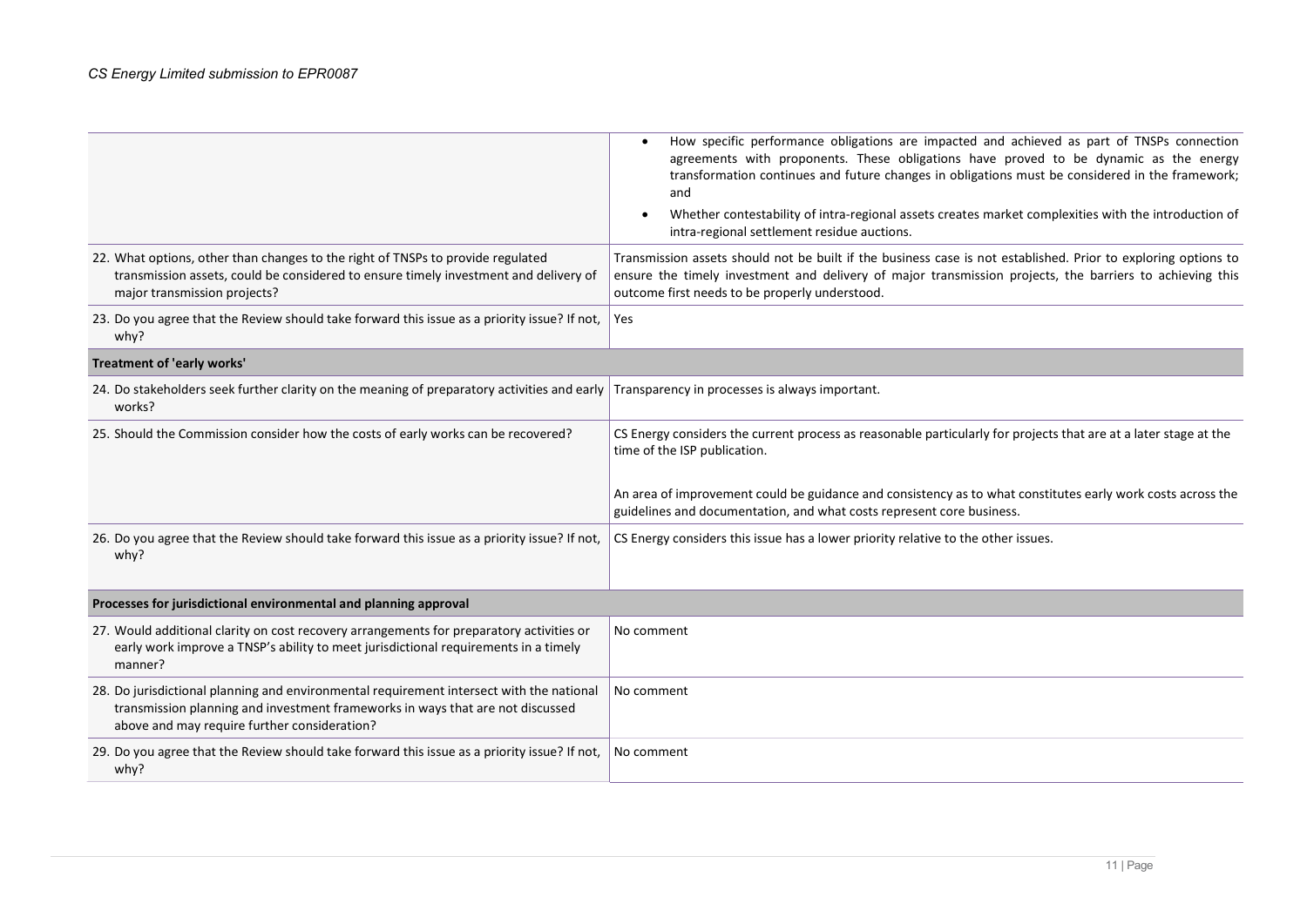|  |  |
|---|---|
|  | • How specific performance obligations are impacted and achieved as part of TNSPs connection agreements with proponents. These obligations have proved to be dynamic as the energy transformation continues and future changes in obligations must be considered in the framework; and<br>• Whether contestability of intra-regional assets creates market complexities with the introduction of intra-regional settlement residue auctions. |
| 22. What options, other than changes to the right of TNSPs to provide regulated transmission assets, could be considered to ensure timely investment and delivery of major transmission projects? | Transmission assets should not be built if the business case is not established. Prior to exploring options to ensure the timely investment and delivery of major transmission projects, the barriers to achieving this outcome first needs to be properly understood. |
| 23. Do you agree that the Review should take forward this issue as a priority issue? If not, why? | Yes |
| **Treatment of 'early works'** |  |
| 24. Do stakeholders seek further clarity on the meaning of preparatory activities and early works? | Transparency in processes is always important. |
| 25. Should the Commission consider how the costs of early works can be recovered? | CS Energy considers the current process as reasonable particularly for projects that are at a later stage at the time of the ISP publication.<br><br>An area of improvement could be guidance and consistency as to what constitutes early work costs across the guidelines and documentation, and what costs represent core business. |
| 26. Do you agree that the Review should take forward this issue as a priority issue? If not, why? | CS Energy considers this issue has a lower priority relative to the other issues. |
| **Processes for jurisdictional environmental and planning approval** |  |
| 27. Would additional clarity on cost recovery arrangements for preparatory activities or early work improve a TNSP's ability to meet jurisdictional requirements in a timely manner? | No comment |
| 28. Do jurisdictional planning and environmental requirement intersect with the national transmission planning and investment frameworks in ways that are not discussed above and may require further consideration? | No comment |
| 29. Do you agree that the Review should take forward this issue as a priority issue? If not, why? | No comment |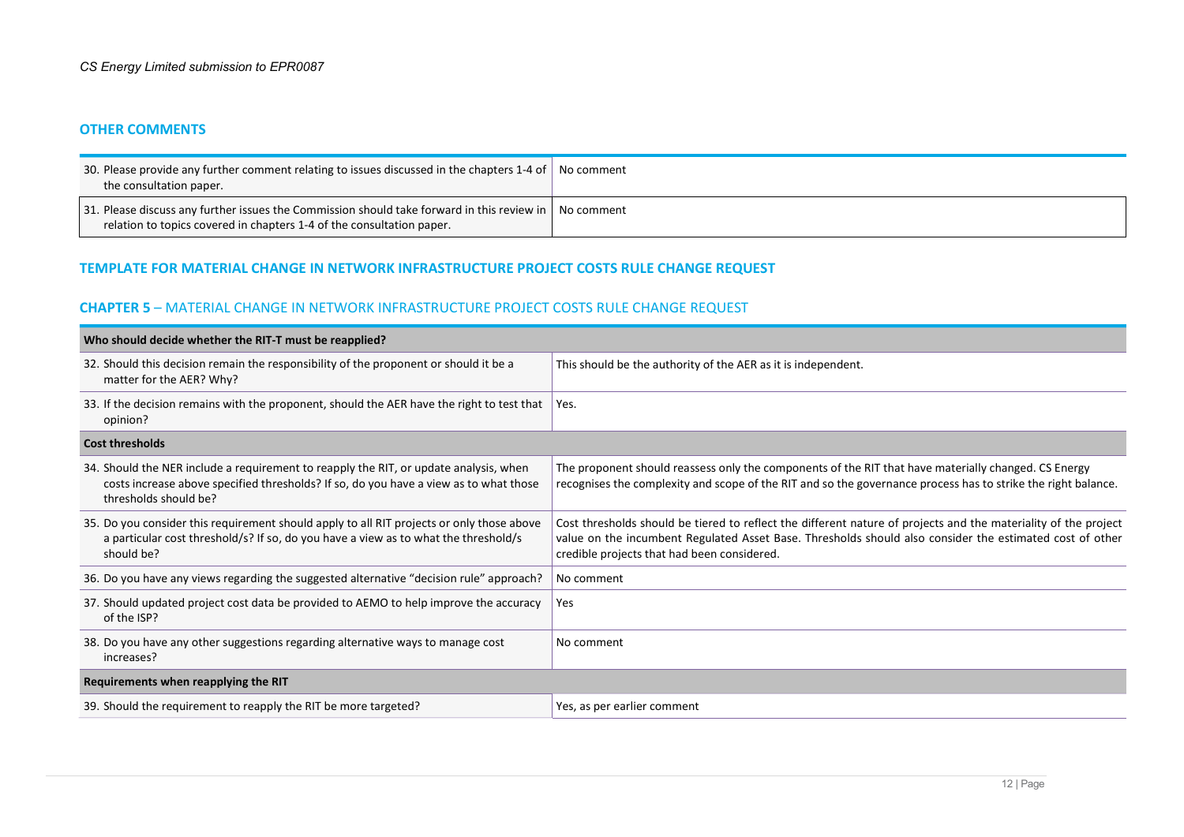## OTHER COMMENTS

| | |
|---|---|
| 30. Please provide any further comment relating to issues discussed in the chapters 1-4 of the consultation paper. | No comment |
| 31. Please discuss any further issues the Commission should take forward in this review in relation to topics covered in chapters 1-4 of the consultation paper. | No comment |

## TEMPLATE FOR MATERIAL CHANGE IN NETWORK INFRASTRUCTURE PROJECT COSTS RULE CHANGE REQUEST

## CHAPTER 5 – MATERIAL CHANGE IN NETWORK INFRASTRUCTURE PROJECT COSTS RULE CHANGE REQUEST

| **Who should decide whether the RIT-T must be reapplied?** | |
|---|---|
| 32. Should this decision remain the responsibility of the proponent or should it be a matter for the AER? Why? | This should be the authority of the AER as it is independent. |
| 33. If the decision remains with the proponent, should the AER have the right to test that opinion? | Yes. |
| **Cost thresholds** | |
| 34. Should the NER include a requirement to reapply the RIT, or update analysis, when costs increase above specified thresholds? If so, do you have a view as to what those thresholds should be? | The proponent should reassess only the components of the RIT that have materially changed. CS Energy recognises the complexity and scope of the RIT and so the governance process has to strike the right balance. |
| 35. Do you consider this requirement should apply to all RIT projects or only those above a particular cost threshold/s? If so, do you have a view as to what the threshold/s should be? | Cost thresholds should be tiered to reflect the different nature of projects and the materiality of the project value on the incumbent Regulated Asset Base. Thresholds should also consider the estimated cost of other credible projects that had been considered. |
| 36. Do you have any views regarding the suggested alternative "decision rule" approach? | No comment |
| 37. Should updated project cost data be provided to AEMO to help improve the accuracy of the ISP? | Yes |
| 38. Do you have any other suggestions regarding alternative ways to manage cost increases? | No comment |
| **Requirements when reapplying the RIT** | |
| 39. Should the requirement to reapply the RIT be more targeted? | Yes, as per earlier comment |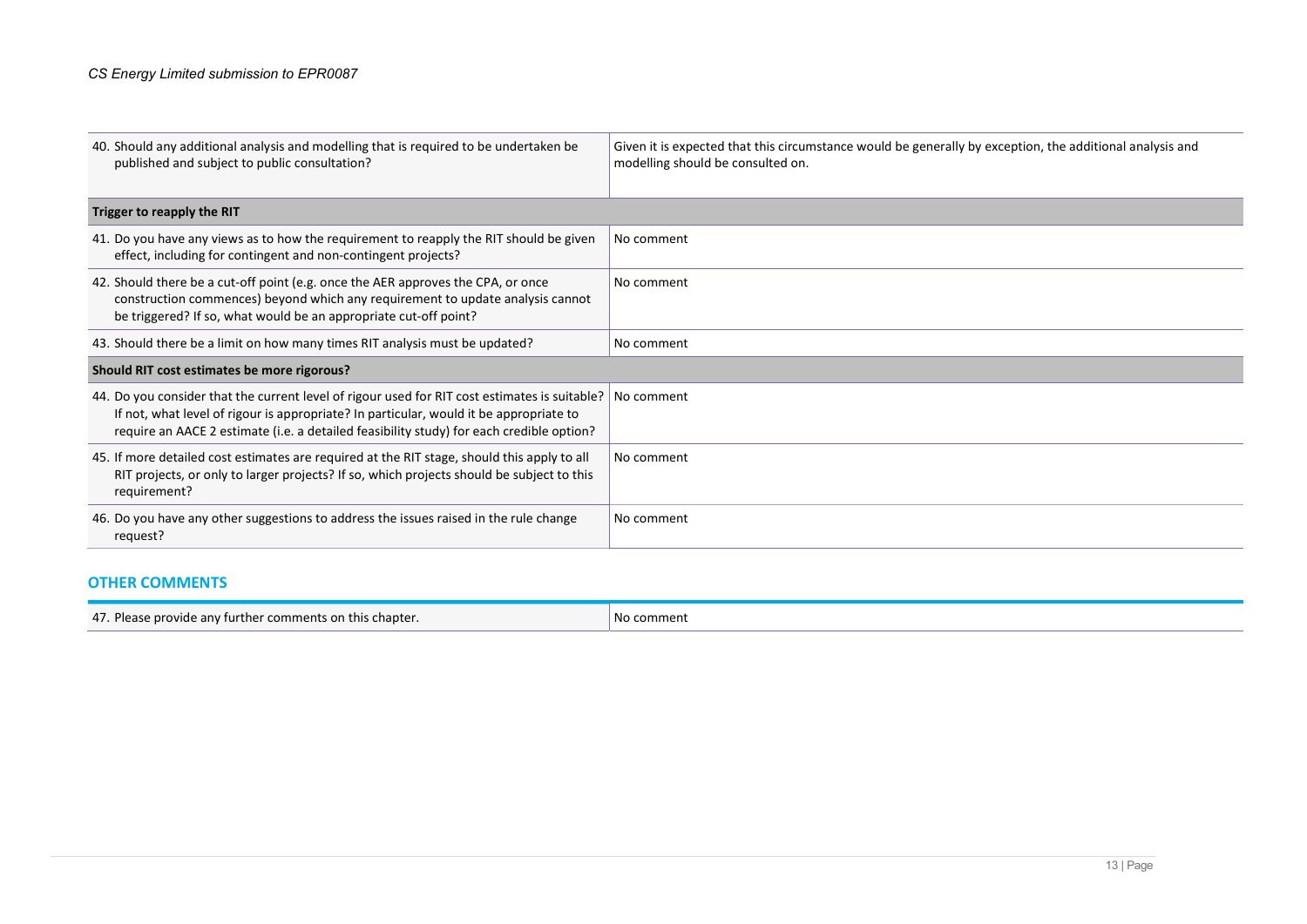| | |
|---|---|
| 40. Should any additional analysis and modelling that is required to be undertaken be published and subject to public consultation? | Given it is expected that this circumstance would be generally by exception, the additional analysis and modelling should be consulted on. |
| **Trigger to reapply the RIT** | |
| 41. Do you have any views as to how the requirement to reapply the RIT should be given effect, including for contingent and non-contingent projects? | No comment |
| 42. Should there be a cut-off point (e.g. once the AER approves the CPA, or once construction commences) beyond which any requirement to update analysis cannot be triggered? If so, what would be an appropriate cut-off point? | No comment |
| 43. Should there be a limit on how many times RIT analysis must be updated? | No comment |
| **Should RIT cost estimates be more rigorous?** | |
| 44. Do you consider that the current level of rigour used for RIT cost estimates is suitable? If not, what level of rigour is appropriate? In particular, would it be appropriate to require an AACE 2 estimate (i.e. a detailed feasibility study) for each credible option? | No comment |
| 45. If more detailed cost estimates are required at the RIT stage, should this apply to all RIT projects, or only to larger projects? If so, which projects should be subject to this requirement? | No comment |
| 46. Do you have any other suggestions to address the issues raised in the rule change request? | No comment |

## OTHER COMMENTS

| | |
|---|---|
| 47. Please provide any further comments on this chapter. | No comment |